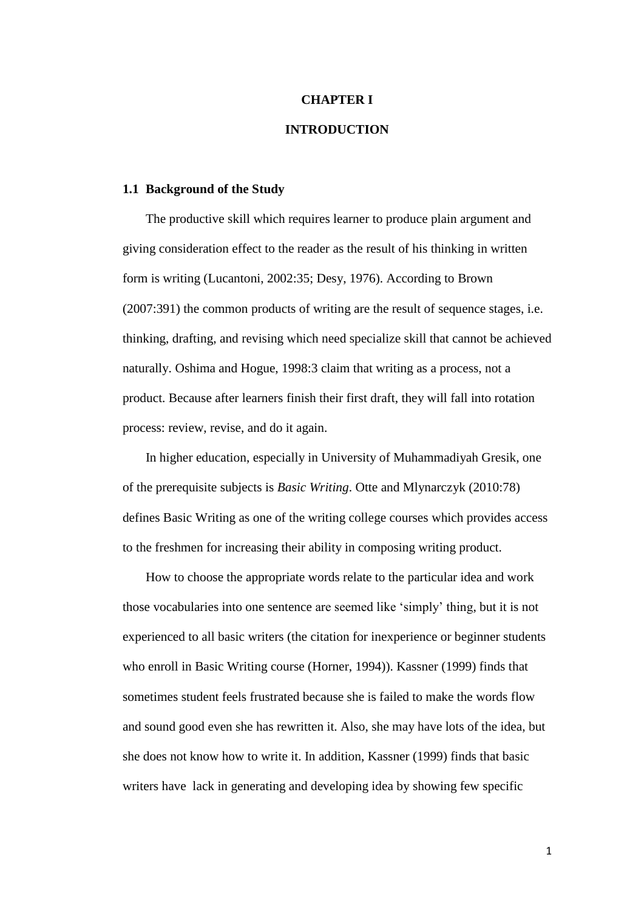# CHAPTER I

# INTRODUCTION

## 1.1 Background of the Study

The productive skill which requires learner to produce plain argument and giving consideration effect to the reader as the result of his thinking in written form is writing (Lucantoni, 2002:35; Desy, 1976). According to Brown (2007:391) the common products of writing are the result of sequence stages, i.e. thinking, drafting, and revising which need specialize skill that cannot be achieved naturally. Oshima and Hogue, 1998:3 claim that writing as a process, not a product. Because after learners finish their first draft, they will fall into rotation process: review, revise, and do it again.

In higher education, especially in University of Muhammadiyah Gresik, one of the prerequisite subjects is *Basic Writing*. Otte and Mlynarczyk (2010:78) defines Basic Writing as one of the writing college courses which provides access to the freshmen for increasing their ability in composing writing product.

How to choose the appropriate words relate to the particular idea and work those vocabularies into one sentence are seemed like 'simply' thing, but it is not experienced to all basic writers (the citation for inexperience or beginner students who enroll in Basic Writing course (Horner, 1994)). Kassner (1999) finds that sometimes student feels frustrated because she is failed to make the words flow and sound good even she has rewritten it. Also, she may have lots of the idea, but she does not know how to write it. In addition, Kassner (1999) finds that basic writers have lack in generating and developing idea by showing few specific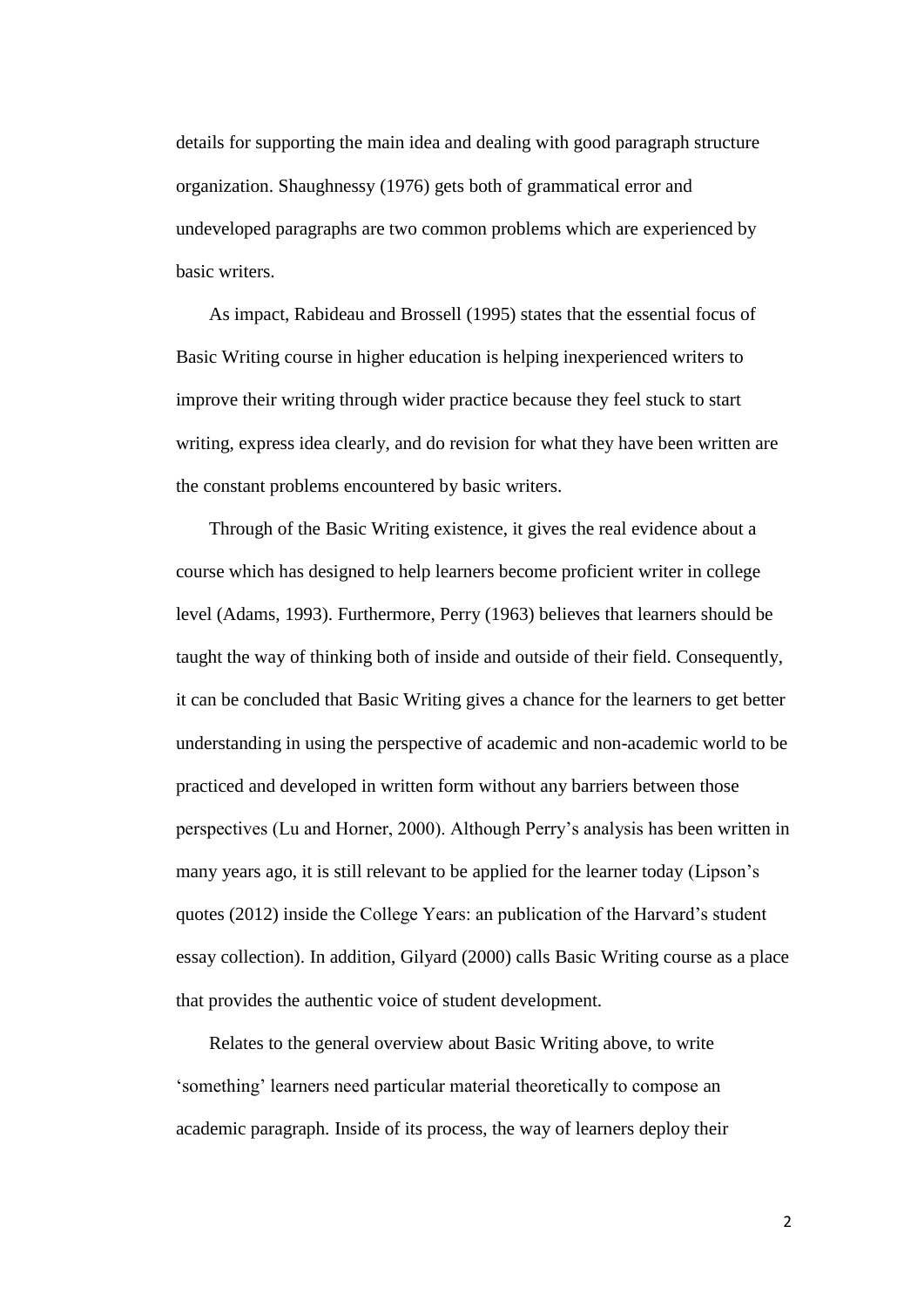details for supporting the main idea and dealing with good paragraph structure organization. Shaughnessy (1976) gets both of grammatical error and undeveloped paragraphs are two common problems which are experienced by basic writers.

As impact, Rabideau and Brossell (1995) states that the essential focus of Basic Writing course in higher education is helping inexperienced writers to improve their writing through wider practice because they feel stuck to start writing, express idea clearly, and do revision for what they have been written are the constant problems encountered by basic writers.

Through of the Basic Writing existence, it gives the real evidence about a course which has designed to help learners become proficient writer in college level (Adams, 1993). Furthermore, Perry (1963) believes that learners should be taught the way of thinking both of inside and outside of their field. Consequently, it can be concluded that Basic Writing gives a chance for the learners to get better understanding in using the perspective of academic and non-academic world to be practiced and developed in written form without any barriers between those perspectives (Lu and Horner, 2000). Although Perry's analysis has been written in many years ago, it is still relevant to be applied for the learner today (Lipson's quotes (2012) inside the College Years: an publication of the Harvard's student essay collection). In addition, Gilyard (2000) calls Basic Writing course as a place that provides the authentic voice of student development.

Relates to the general overview about Basic Writing above, to write 'something' learners need particular material theoretically to compose an academic paragraph. Inside of its process, the way of learners deploy their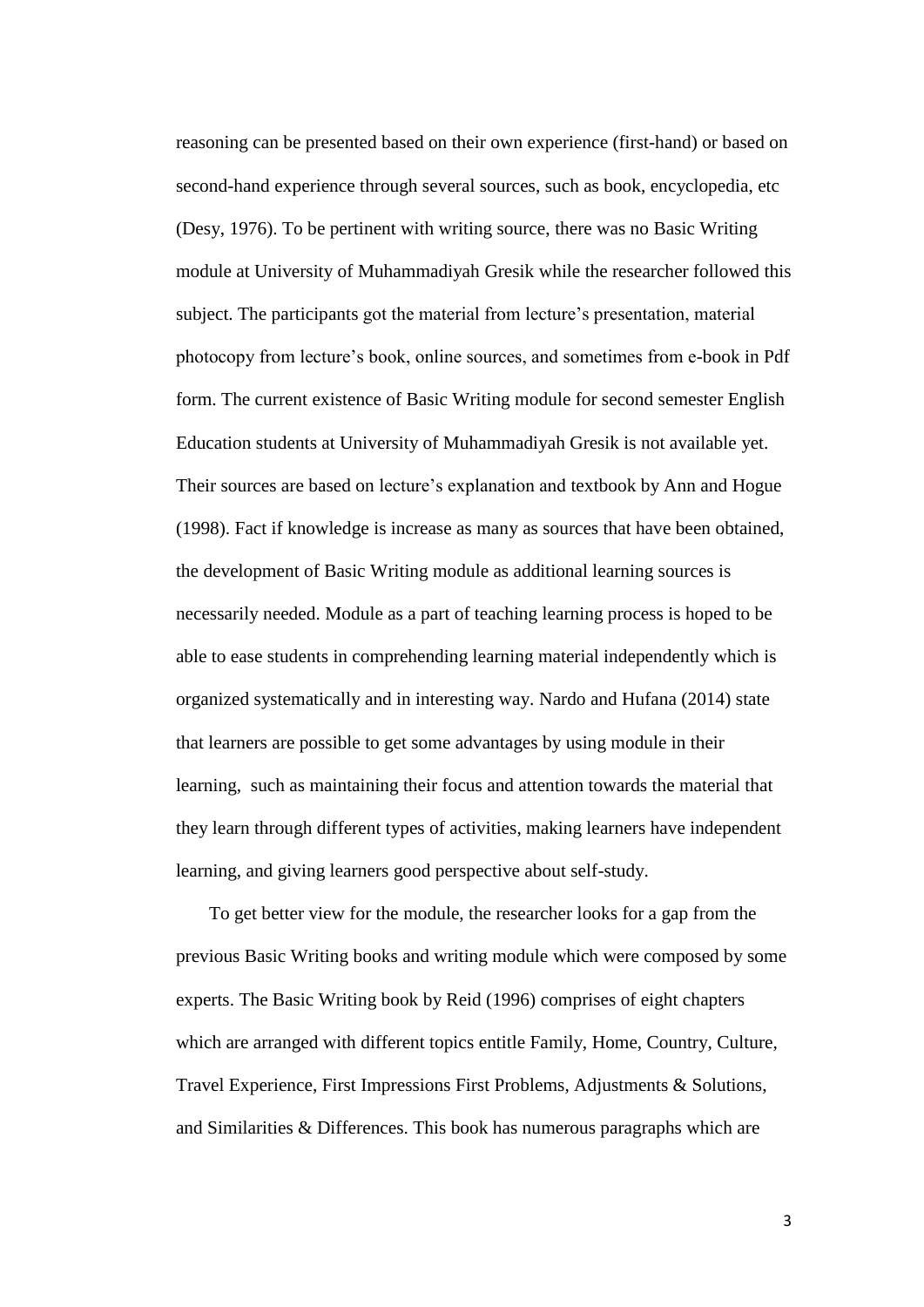reasoning can be presented based on their own experience (first-hand) or based on second-hand experience through several sources, such as book, encyclopedia, etc (Desy, 1976). To be pertinent with writing source, there was no Basic Writing module at University of Muhammadiyah Gresik while the researcher followed this subject. The participants got the material from lecture's presentation, material photocopy from lecture's book, online sources, and sometimes from e-book in Pdf form. The current existence of Basic Writing module for second semester English Education students at University of Muhammadiyah Gresik is not available yet. Their sources are based on lecture's explanation and textbook by Ann and Hogue (1998). Fact if knowledge is increase as many as sources that have been obtained, the development of Basic Writing module as additional learning sources is necessarily needed. Module as a part of teaching learning process is hoped to be able to ease students in comprehending learning material independently which is organized systematically and in interesting way. Nardo and Hufana (2014) state that learners are possible to get some advantages by using module in their learning, such as maintaining their focus and attention towards the material that they learn through different types of activities, making learners have independent learning, and giving learners good perspective about self-study.

To get better view for the module, the researcher looks for a gap from the previous Basic Writing books and writing module which were composed by some experts. The Basic Writing book by Reid (1996) comprises of eight chapters which are arranged with different topics entitle Family, Home, Country, Culture, Travel Experience, First Impressions First Problems, Adjustments & Solutions, and Similarities & Differences. This book has numerous paragraphs which are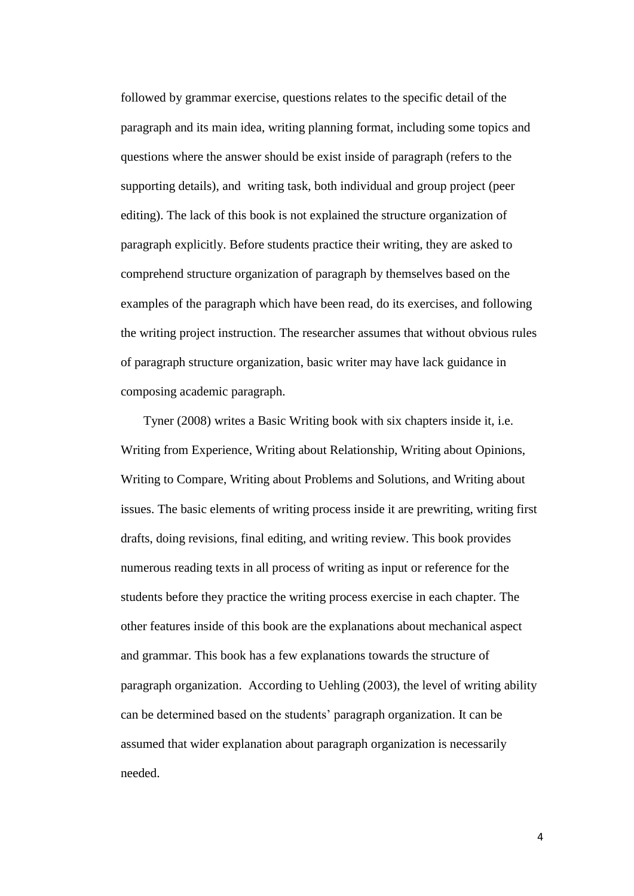followed by grammar exercise, questions relates to the specific detail of the paragraph and its main idea, writing planning format, including some topics and questions where the answer should be exist inside of paragraph (refers to the supporting details), and writing task, both individual and group project (peer editing). The lack of this book is not explained the structure organization of paragraph explicitly. Before students practice their writing, they are asked to comprehend structure organization of paragraph by themselves based on the examples of the paragraph which have been read, do its exercises, and following the writing project instruction. The researcher assumes that without obvious rules of paragraph structure organization, basic writer may have lack guidance in composing academic paragraph.

Tyner (2008) writes a Basic Writing book with six chapters inside it, i.e. Writing from Experience, Writing about Relationship, Writing about Opinions, Writing to Compare, Writing about Problems and Solutions, and Writing about issues. The basic elements of writing process inside it are prewriting, writing first drafts, doing revisions, final editing, and writing review. This book provides numerous reading texts in all process of writing as input or reference for the students before they practice the writing process exercise in each chapter. The other features inside of this book are the explanations about mechanical aspect and grammar. This book has a few explanations towards the structure of paragraph organization. According to Uehling (2003), the level of writing ability can be determined based on the students' paragraph organization. It can be assumed that wider explanation about paragraph organization is necessarily needed.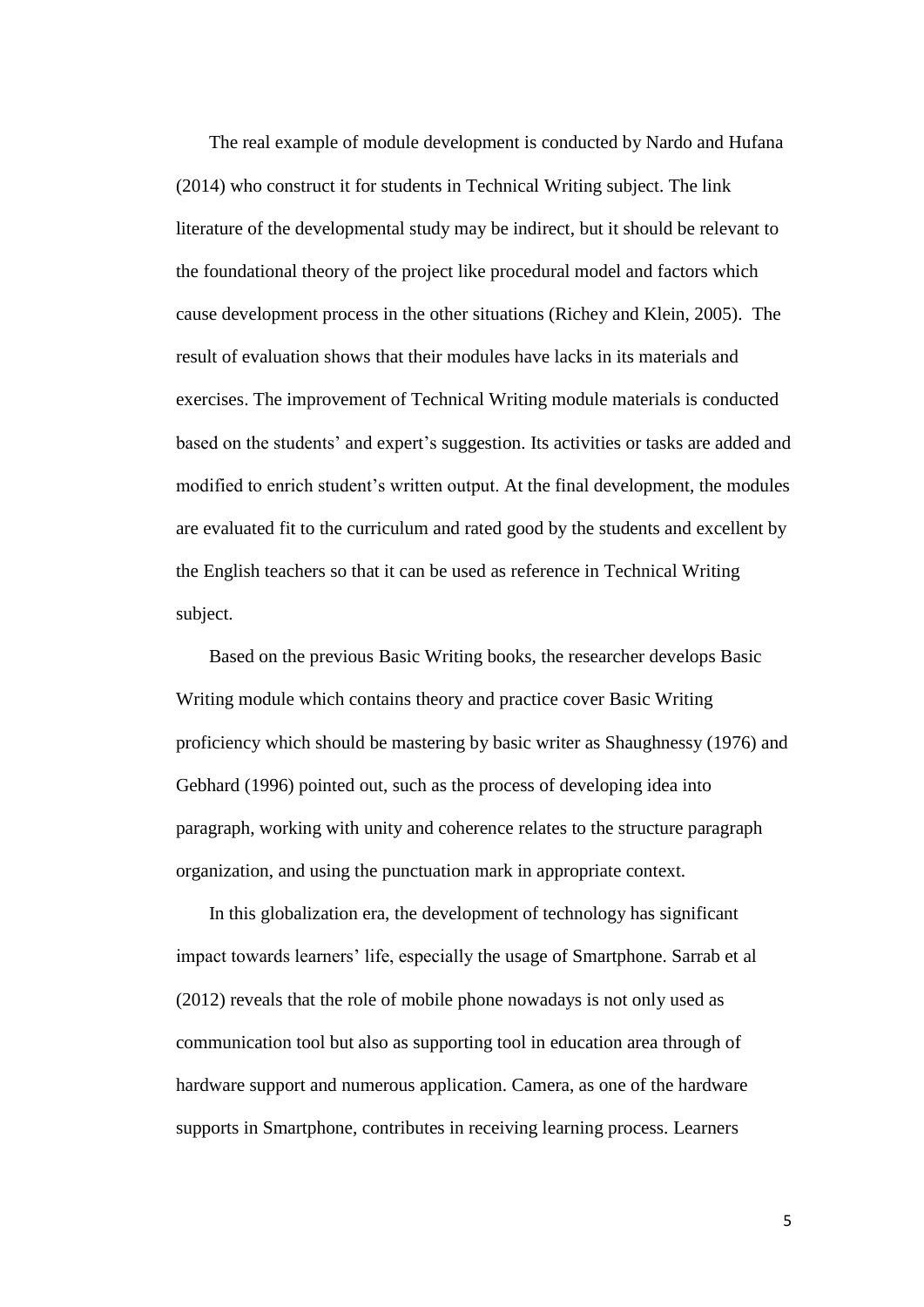The real example of module development is conducted by Nardo and Hufana (2014) who construct it for students in Technical Writing subject. The link literature of the developmental study may be indirect, but it should be relevant to the foundational theory of the project like procedural model and factors which cause development process in the other situations (Richey and Klein, 2005). The result of evaluation shows that their modules have lacks in its materials and exercises. The improvement of Technical Writing module materials is conducted based on the students' and expert's suggestion. Its activities or tasks are added and modified to enrich student's written output. At the final development, the modules are evaluated fit to the curriculum and rated good by the students and excellent by the English teachers so that it can be used as reference in Technical Writing subject.

Based on the previous Basic Writing books, the researcher develops Basic Writing module which contains theory and practice cover Basic Writing proficiency which should be mastering by basic writer as Shaughnessy (1976) and Gebhard (1996) pointed out, such as the process of developing idea into paragraph, working with unity and coherence relates to the structure paragraph organization, and using the punctuation mark in appropriate context.

In this globalization era, the development of technology has significant impact towards learners' life, especially the usage of Smartphone. Sarrab et al (2012) reveals that the role of mobile phone nowadays is not only used as communication tool but also as supporting tool in education area through of hardware support and numerous application. Camera, as one of the hardware supports in Smartphone, contributes in receiving learning process. Learners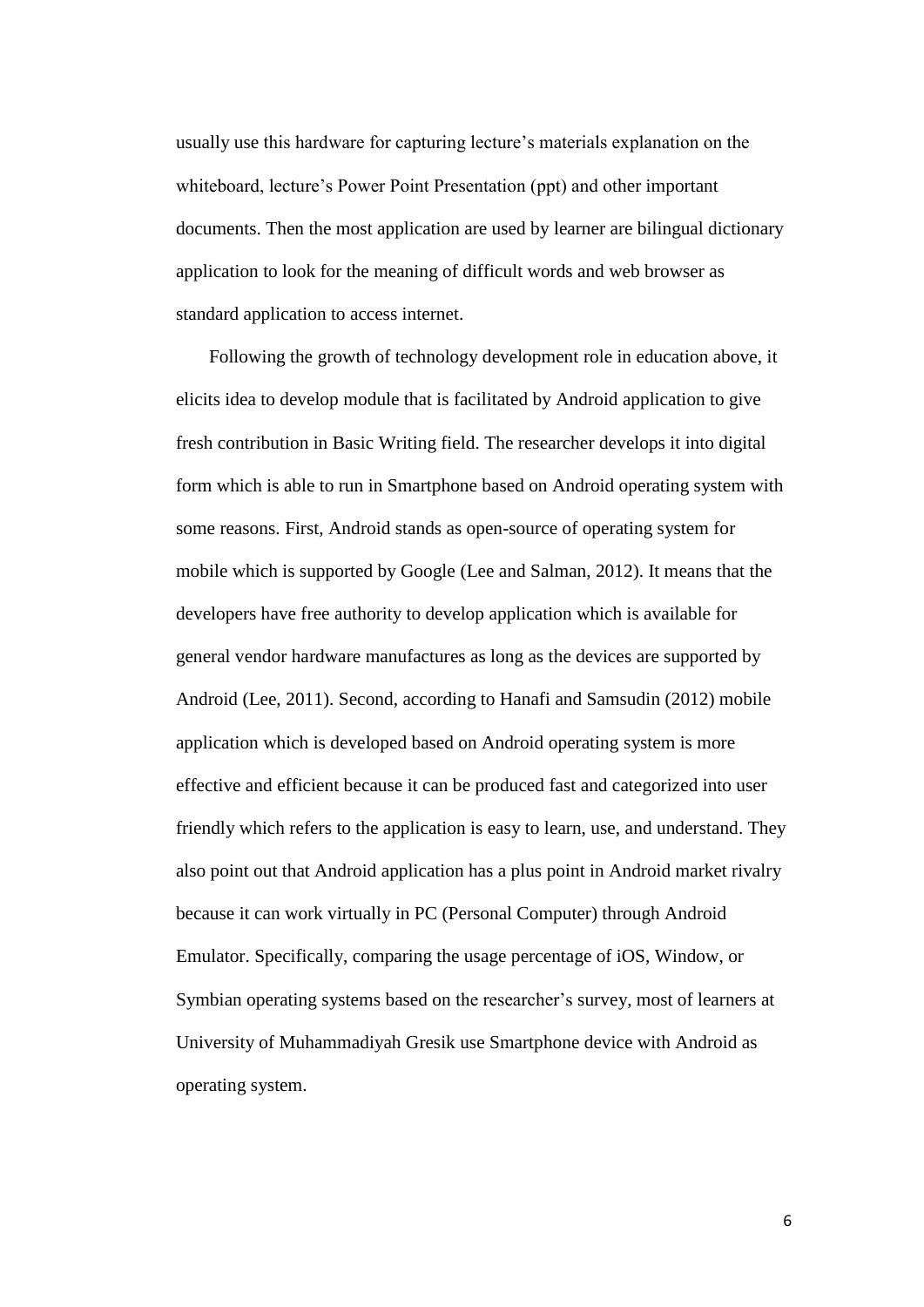usually use this hardware for capturing lecture's materials explanation on the whiteboard, lecture's Power Point Presentation (ppt) and other important documents. Then the most application are used by learner are bilingual dictionary application to look for the meaning of difficult words and web browser as standard application to access internet.

Following the growth of technology development role in education above, it elicits idea to develop module that is facilitated by Android application to give fresh contribution in Basic Writing field. The researcher develops it into digital form which is able to run in Smartphone based on Android operating system with some reasons. First, Android stands as open-source of operating system for mobile which is supported by Google (Lee and Salman, 2012). It means that the developers have free authority to develop application which is available for general vendor hardware manufactures as long as the devices are supported by Android (Lee, 2011). Second, according to Hanafi and Samsudin (2012) mobile application which is developed based on Android operating system is more effective and efficient because it can be produced fast and categorized into user friendly which refers to the application is easy to learn, use, and understand. They also point out that Android application has a plus point in Android market rivalry because it can work virtually in PC (Personal Computer) through Android Emulator. Specifically, comparing the usage percentage of iOS, Window, or Symbian operating systems based on the researcher's survey, most of learners at University of Muhammadiyah Gresik use Smartphone device with Android as operating system.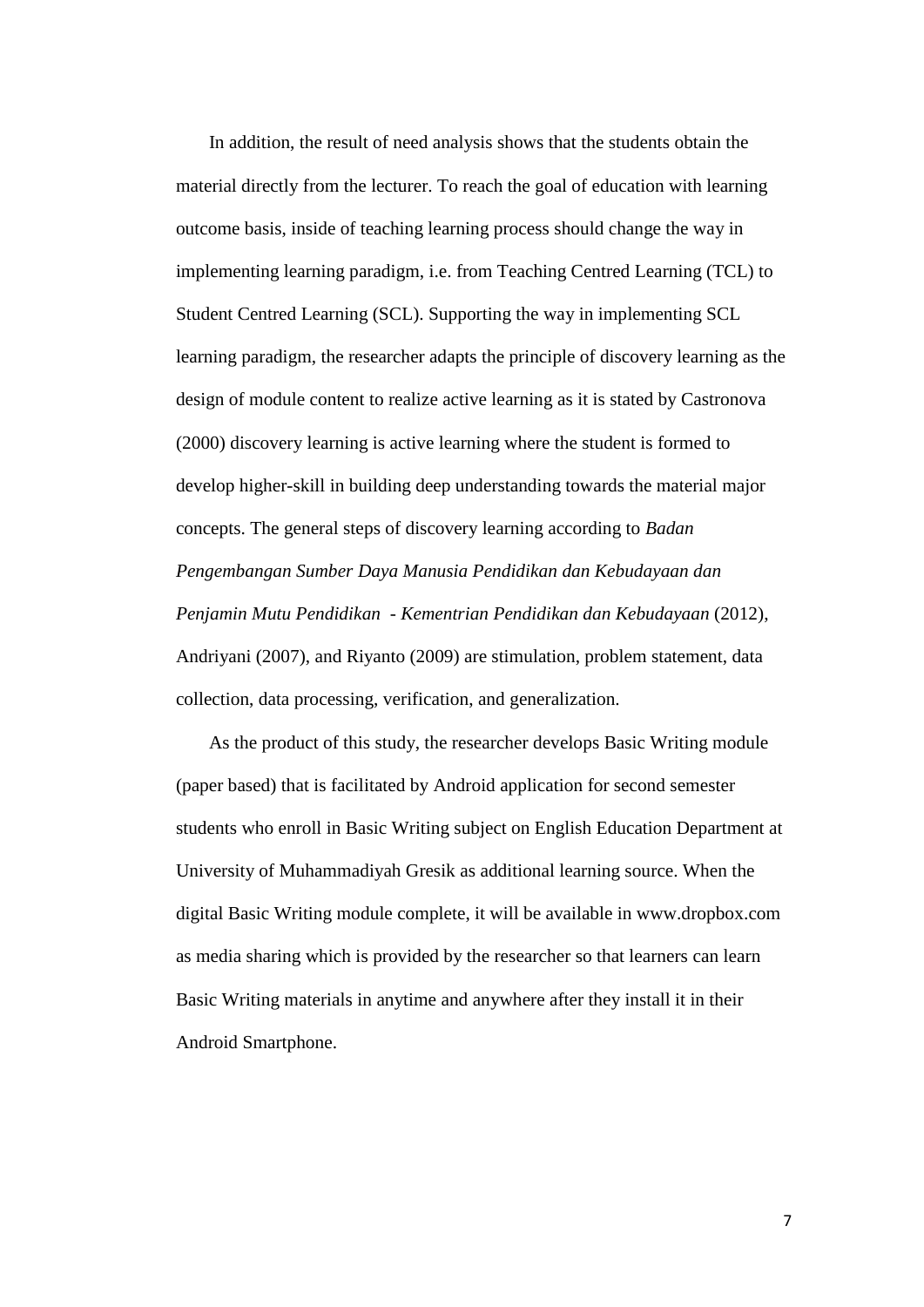In addition, the result of need analysis shows that the students obtain the material directly from the lecturer. To reach the goal of education with learning outcome basis, inside of teaching learning process should change the way in implementing learning paradigm, i.e. from Teaching Centred Learning (TCL) to Student Centred Learning (SCL). Supporting the way in implementing SCL learning paradigm, the researcher adapts the principle of discovery learning as the design of module content to realize active learning as it is stated by Castronova (2000) discovery learning is active learning where the student is formed to develop higher-skill in building deep understanding towards the material major concepts. The general steps of discovery learning according to *Badan Pengembangan Sumber Daya Manusia Pendidikan dan Kebudayaan dan Penjamin Mutu Pendidikan - Kementrian Pendidikan dan Kebudayaan* (2012), Andriyani (2007), and Riyanto (2009) are stimulation, problem statement, data collection, data processing, verification, and generalization.

As the product of this study, the researcher develops Basic Writing module (paper based) that is facilitated by Android application for second semester students who enroll in Basic Writing subject on English Education Department at University of Muhammadiyah Gresik as additional learning source. When the digital Basic Writing module complete, it will be available in www.dropbox.com as media sharing which is provided by the researcher so that learners can learn Basic Writing materials in anytime and anywhere after they install it in their Android Smartphone.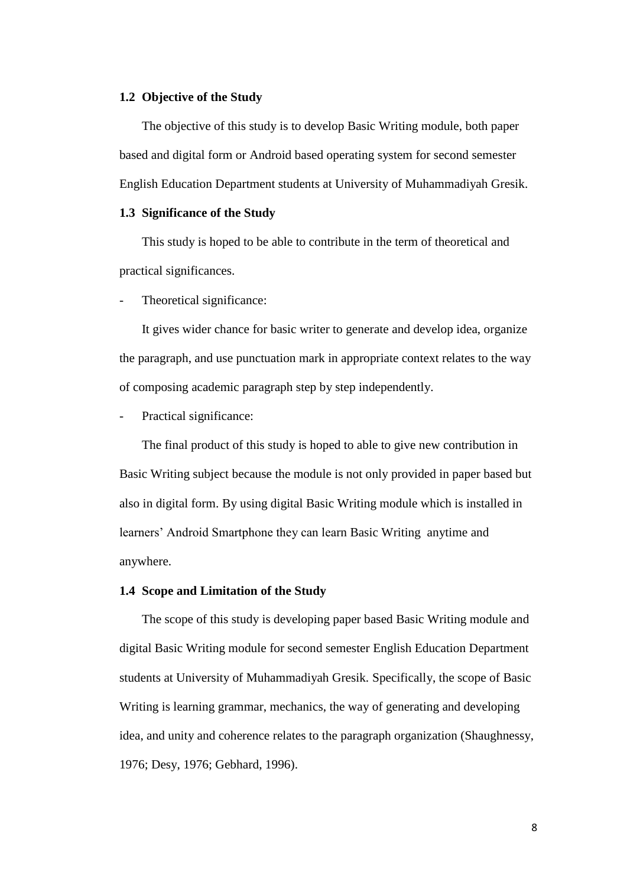### 1.2 Objective of the Study

The objective of this study is to develop Basic Writing module, both paper based and digital form or Android based operating system for second semester English Education Department students at University of Muhammadiyah Gresik.

### 1.3 Significance of the Study

This study is hoped to be able to contribute in the term of theoretical and practical significances.

- Theoretical significance:

It gives wider chance for basic writer to generate and develop idea, organize the paragraph, and use punctuation mark in appropriate context relates to the way of composing academic paragraph step by step independently.

- Practical significance:

The final product of this study is hoped to able to give new contribution in Basic Writing subject because the module is not only provided in paper based but also in digital form. By using digital Basic Writing module which is installed in learners' Android Smartphone they can learn Basic Writing anytime and anywhere.

### 1.4 Scope and Limitation of the Study

The scope of this study is developing paper based Basic Writing module and digital Basic Writing module for second semester English Education Department students at University of Muhammadiyah Gresik. Specifically, the scope of Basic Writing is learning grammar, mechanics, the way of generating and developing idea, and unity and coherence relates to the paragraph organization (Shaughnessy, 1976; Desy, 1976; Gebhard, 1996).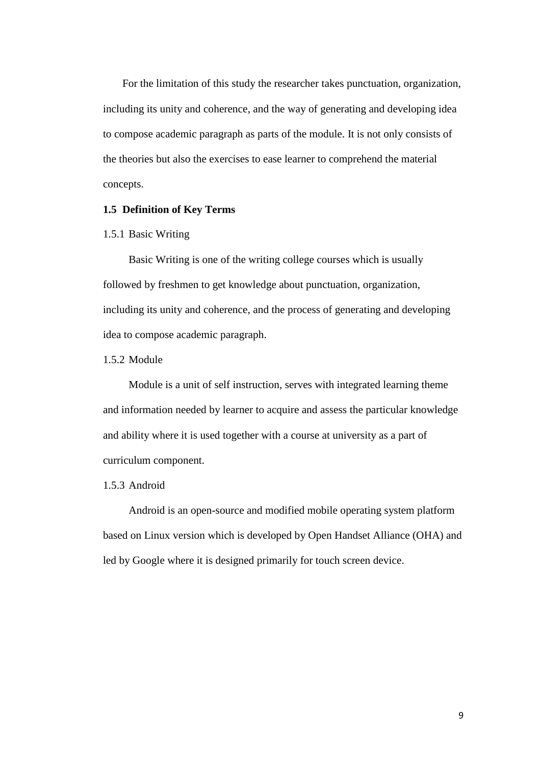For the limitation of this study the researcher takes punctuation, organization, including its unity and coherence, and the way of generating and developing idea to compose academic paragraph as parts of the module. It is not only consists of the theories but also the exercises to ease learner to comprehend the material concepts.

## 1.5 Definition of Key Terms

### 1.5.1 Basic Writing

Basic Writing is one of the writing college courses which is usually followed by freshmen to get knowledge about punctuation, organization, including its unity and coherence, and the process of generating and developing idea to compose academic paragraph.

### 1.5.2 Module

Module is a unit of self instruction, serves with integrated learning theme and information needed by learner to acquire and assess the particular knowledge and ability where it is used together with a course at university as a part of curriculum component.

### 1.5.3 Android

Android is an open-source and modified mobile operating system platform based on Linux version which is developed by Open Handset Alliance (OHA) and led by Google where it is designed primarily for touch screen device.